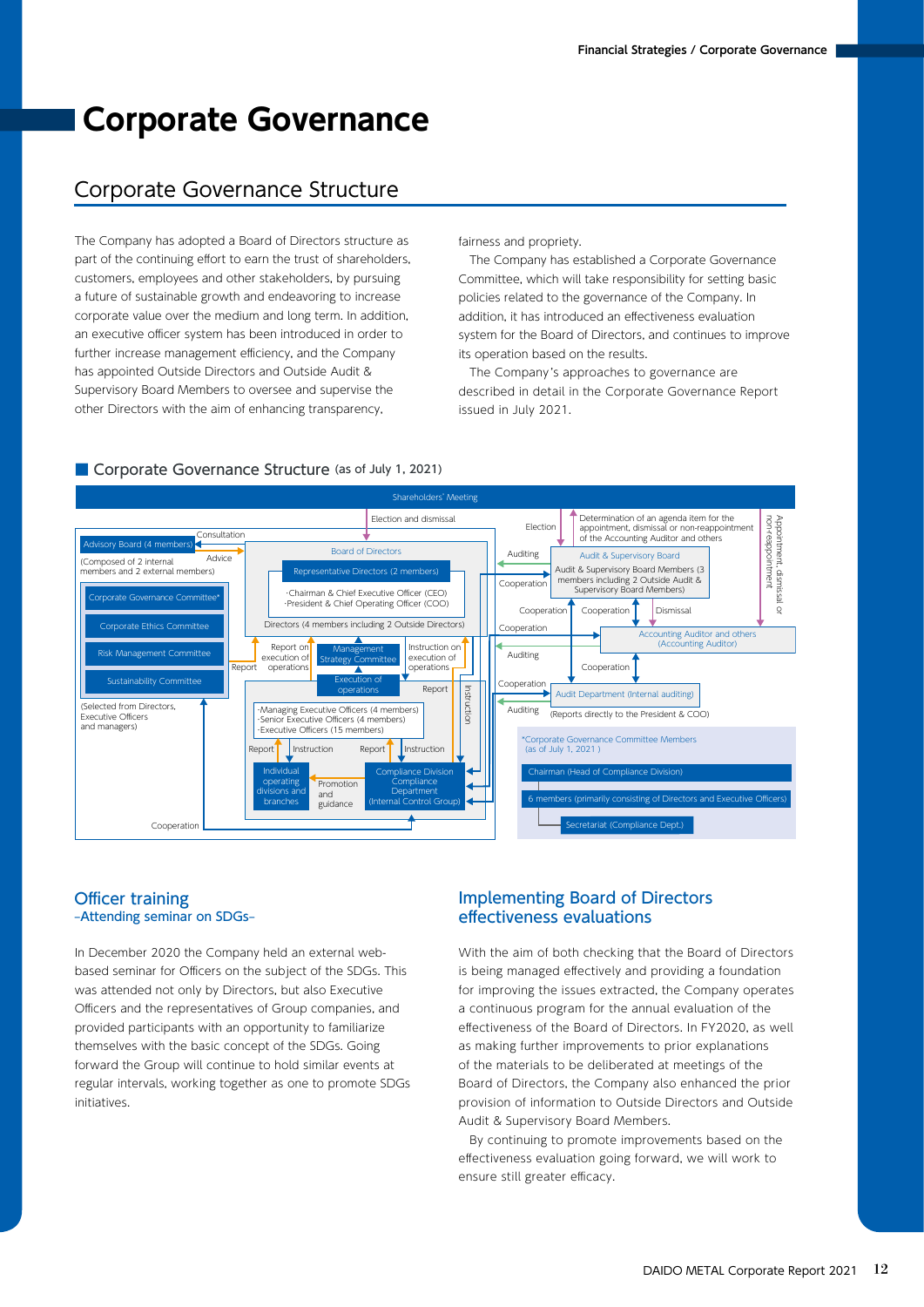# Corporate Governance

## Corporate Governance Structure

The Company has adopted a Board of Directors structure as part of the continuing effort to earn the trust of shareholders, customers, employees and other stakeholders, by pursuing a future of sustainable growth and endeavoring to increase corporate value over the medium and long term. In addition, an executive officer system has been introduced in order to further increase management efficiency, and the Company has appointed Outside Directors and Outside Audit & Supervisory Board Members to oversee and supervise the other Directors with the aim of enhancing transparency, fairness and propriety.

The Company has established a Corporate Governance Committee, which will take responsibility for setting basic policies related to the governance of the Company. In addition, it has introduced an effectiveness evaluation system for the Board of Directors, and continues to improve its operation based on the results.

The Company's approaches to governance are described in detail in the Corporate Governance Report issued in July 2021.

### Corporate Governance Structure (as of July 1, 2021)

Shareholders' Meeting

- Election and dismissal
- Election
- Determination of an agenda item for the appointment, dismissal or non-reappointment of the Accounting Auditor and others
- Appointment, dismissal or non-reappointment

Advisory Board (4 members)
(Composed of 2 internal members and 2 external members)
- Consultation
- Advice

Board of Directors
- Representative Directors (2 members)
  - ·Chairman & Chief Executive Officer (CEO)
  - ·President & Chief Operating Officer (COO)
- Directors (4 members including 2 Outside Directors)

Corporate Governance Committee*
Corporate Ethics Committee
Risk Management Committee
Sustainability Committee
(Selected from Directors, Executive Officers and managers)

Management Strategy Committee
- Report on execution of operations
- Instruction on execution of operations
- Report

Execution of operations
- Report
- Instruction
- ·Managing Executive Officers (4 members)
- ·Senior Executive Officers (4 members)
- ·Executive Officers (15 members)

- Report / Instruction
- Individual operating divisions and branches
- Promotion and guidance
- Compliance Division Compliance Department (Internal Control Group)
- Cooperation

Audit & Supervisory Board
- Audit & Supervisory Board Members (3 members including 2 Outside Audit & Supervisory Board Members)
- Auditing
- Cooperation
- Dismissal

Accounting Auditor and others (Accounting Auditor)
- Cooperation
- Auditing

Audit Department (Internal auditing)
- Cooperation
- Auditing
- (Reports directly to the President & COO)

*Corporate Governance Committee Members (as of July 1, 2021)
- Chairman (Head of Compliance Division)
- 6 members (primarily consisting of Directors and Executive Officers)
- Secretariat (Compliance Dept.)

## Officer training
### –Attending seminar on SDGs–

In December 2020 the Company held an external web-based seminar for Officers on the subject of the SDGs. This was attended not only by Directors, but also Executive Officers and the representatives of Group companies, and provided participants with an opportunity to familiarize themselves with the basic concept of the SDGs. Going forward the Group will continue to hold similar events at regular intervals, working together as one to promote SDGs initiatives.

## Implementing Board of Directors effectiveness evaluations

With the aim of both checking that the Board of Directors is being managed effectively and providing a foundation for improving the issues extracted, the Company operates a continuous program for the annual evaluation of the effectiveness of the Board of Directors. In FY2020, as well as making further improvements to prior explanations of the materials to be deliberated at meetings of the Board of Directors, the Company also enhanced the prior provision of information to Outside Directors and Outside Audit & Supervisory Board Members.

By continuing to promote improvements based on the effectiveness evaluation going forward, we will work to ensure still greater efficacy.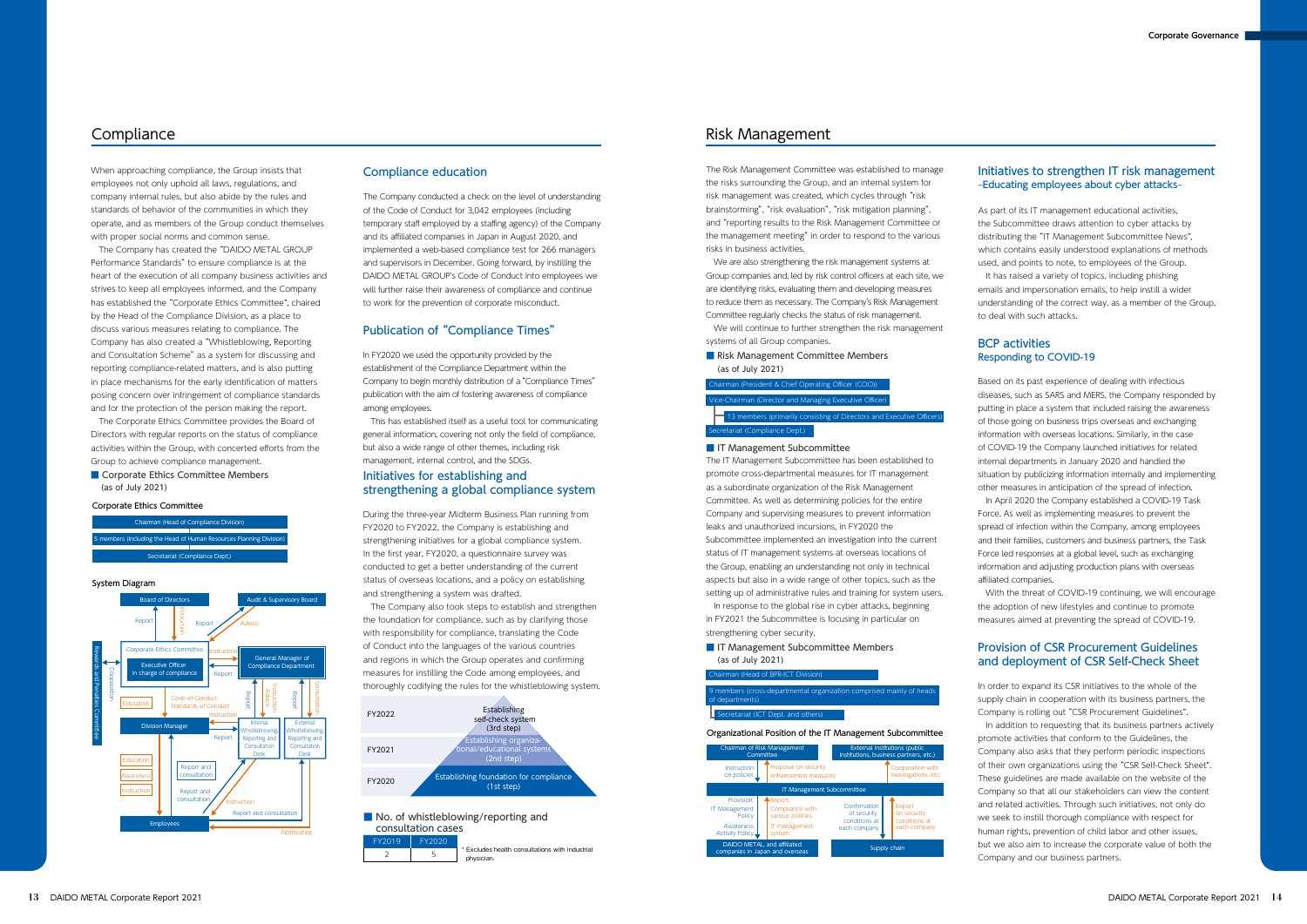# Compliance

When approaching compliance, the Group insists that employees not only uphold all laws, regulations, and company internal rules, but also abide by the rules and standards of behavior of the communities in which they operate, and as members of the Group conduct themselves with proper social norms and common sense.

The Company has created the "DAIDO METAL GROUP Performance Standards" to ensure compliance is at the heart of the execution of all company business activities and strives to keep all employees informed, and the Company has established the "Corporate Ethics Committee", chaired by the Head of the Compliance Division, as a place to discuss various measures relating to compliance. The Company has also created a "Whistleblowing, Reporting and Consultation Scheme" as a system for discussing and reporting compliance-related matters, and is also putting in place mechanisms for the early identification of matters posing concern over infringement of compliance standards and for the protection of the person making the report.

The Corporate Ethics Committee provides the Board of Directors with regular reports on the status of compliance activities within the Group, with concerted efforts from the Group to achieve compliance management.

■ Corporate Ethics Committee Members (as of July 2021)

**Corporate Ethics Committee**

- Chairman (Head of Compliance Division)
- 5 members (including the Head of Human Resources Planning Division)
- Secretariat (Compliance Dept.)

**System Diagram**

## Compliance education

The Company conducted a check on the level of understanding of the Code of Conduct for 3,042 employees (including temporary staff employed by a staffing agency) of the Company and its affiliated companies in Japan in August 2020, and implemented a web-based compliance test for 266 managers and supervisors in December. Going forward, by instilling the DAIDO METAL GROUP's Code of Conduct into employees we will further raise their awareness of compliance and continue to work for the prevention of corporate misconduct.

## Publication of "Compliance Times"

In FY2020 we used the opportunity provided by the establishment of the Compliance Department within the Company to begin monthly distribution of a "Compliance Times" publication with the aim of fostering awareness of compliance among employees.

This has established itself as a useful tool for communicating general information, covering not only the field of compliance, but also a wide range of other themes, including risk management, internal control, and the SDGs.

## Initiatives for establishing and strengthening a global compliance system

During the three-year Midterm Business Plan running from FY2020 to FY2022, the Company is establishing and strengthening initiatives for a global compliance system. In the first year, FY2020, a questionnaire survey was conducted to get a better understanding of the current status of overseas locations, and a policy on establishing and strengthening a system was drafted.

The Company also took steps to establish and strengthen the foundation for compliance, such as by clarifying those with responsibility for compliance, translating the Code of Conduct into the languages of the various countries and regions in which the Group operates and confirming measures for instilling the Code among employees, and thoroughly codifying the rules for the whistleblowing system.

| | |
|---|---|
| FY2022 | Establishing self-check system (3rd step) |
| FY2021 | Establishing organizational/educational systems (2nd step) |
| FY2020 | Establishing foundation for compliance (1st step) |

■ No. of whistleblowing/reporting and consultation cases

| FY2019 | FY2020 |
|---|---|
| 2 | 5 |

* Excludes health consultations with industrial physician.

# Risk Management

The Risk Management Committee was established to manage the risks surrounding the Group, and an internal system for risk management was created, which cycles through "risk brainstorming", "risk evaluation", "risk mitigation planning", and "reporting results to the Risk Management Committee or the management meeting" in order to respond to the various risks in business activities.

We are also strengthening the risk management systems at Group companies and, led by risk control officers at each site, we are identifying risks, evaluating them and developing measures to reduce them as necessary. The Company's Risk Management Committee regularly checks the status of risk management.

We will continue to further strengthen the risk management systems of all Group companies.

■ Risk Management Committee Members (as of July 2021)

- Chairman (President & Chief Operating Officer (COO))
- Vice-Chairman (Director and Managing Executive Officer)
- 13 members (primarily consisting of Directors and Executive Officers)
- Secretariat (Compliance Dept.)

■ IT Management Subcommittee

The IT Management Subcommittee has been established to promote cross-departmental measures for IT management as a subordinate organization of the Risk Management Committee. As well as determining policies for the entire Company and supervising measures to prevent information leaks and unauthorized incursions, in FY2020 the Subcommittee implemented an investigation into the current status of IT management systems at overseas locations of the Group, enabling an understanding not only in technical aspects but also in a wide range of other topics, such as the setting up of administrative rules and training for system users.

In response to the global rise in cyber attacks, beginning in FY2021 the Subcommittee is focusing in particular on strengthening cyber security.

■ IT Management Subcommittee Members (as of July 2021)

- Chairman (Head of BPR-ICT Division)
- 9 members (cross-departmental organization comprised mainly of heads of departments)
- Secretariat (ICT Dept. and others)

**Organizational Position of the IT Management Subcommittee**

## Initiatives to strengthen IT risk management –Educating employees about cyber attacks–

As part of its IT management educational activities, the Subcommittee draws attention to cyber attacks by distributing the "IT Management Subcommittee News", which contains easily understood explanations of methods used, and points to note, to employees of the Group.

It has raised a variety of topics, including phishing emails and impersonation emails, to help instill a wider understanding of the correct way, as a member of the Group, to deal with such attacks.

## BCP activities Responding to COVID-19

Based on its past experience of dealing with infectious diseases, such as SARS and MERS, the Company responded by putting in place a system that included raising the awareness of those going on business trips overseas and exchanging information with overseas locations. Similarly, in the case of COVID-19 the Company launched initiatives for related internal departments in January 2020 and handled the situation by publicizing information internally and implementing other measures in anticipation of the spread of infection.

In April 2020 the Company established a COVID-19 Task Force. As well as implementing measures to prevent the spread of infection within the Company, among employees and their families, customers and business partners, the Task Force led responses at a global level, such as exchanging information and adjusting production plans with overseas affiliated companies.

With the threat of COVID-19 continuing, we will encourage the adoption of new lifestyles and continue to promote measures aimed at preventing the spread of COVID-19.

## Provision of CSR Procurement Guidelines and deployment of CSR Self-Check Sheet

In order to expand its CSR initiatives to the whole of the supply chain in cooperation with its business partners, the Company is rolling out "CSR Procurement Guidelines".

In addition to requesting that its business partners actively promote activities that conform to the Guidelines, the Company also asks that they perform periodic inspections of their own organizations using the "CSR Self-Check Sheet". These guidelines are made available on the website of the Company so that all our stakeholders can view the content and related activities. Through such initiatives, not only do we seek to instill thorough compliance with respect for human rights, prevention of child labor and other issues, but we also aim to increase the corporate value of both the Company and our business partners.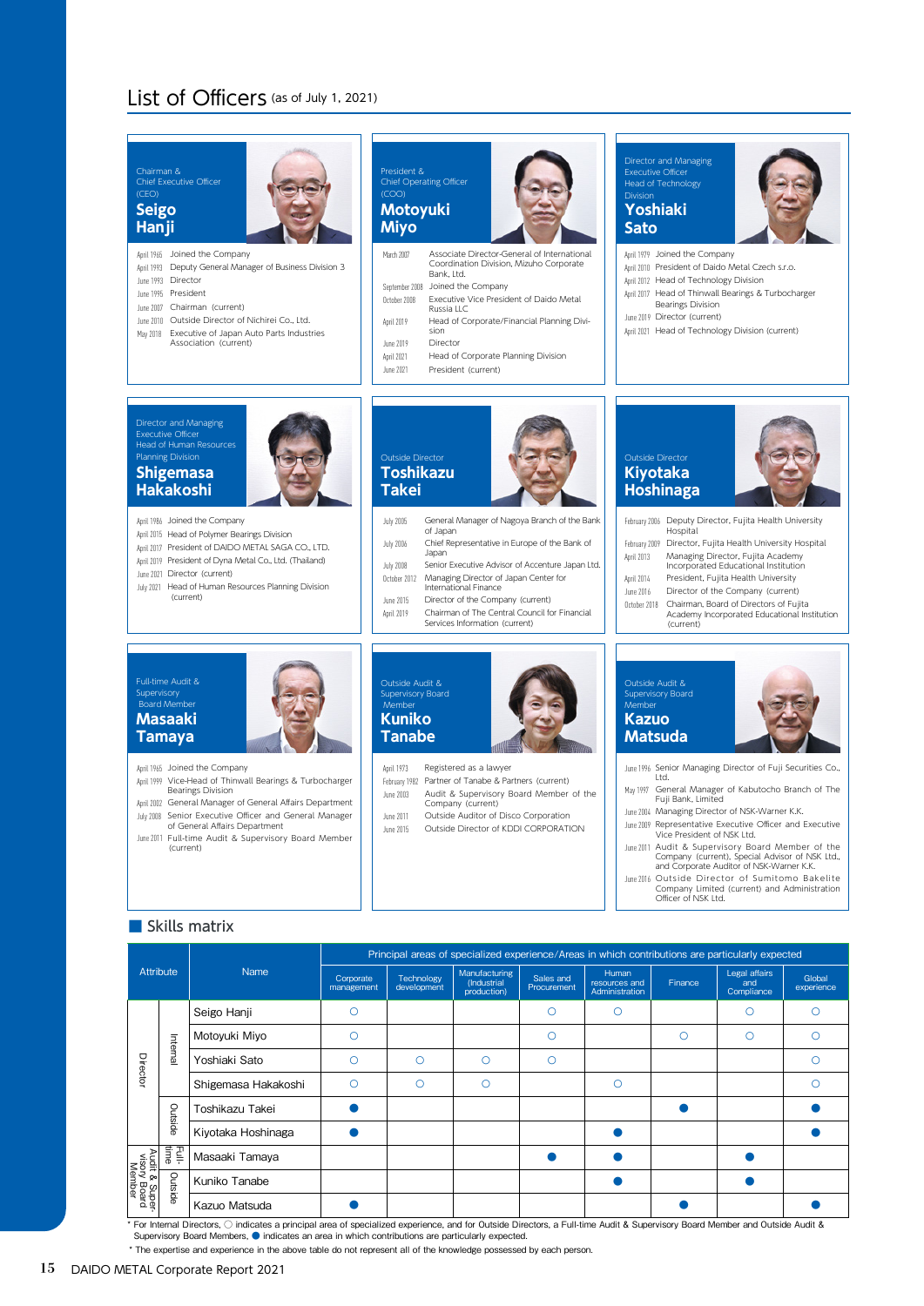# List of Officers (as of July 1, 2021)

### Chairman & Chief Executive Officer (CEO)
**Seigo Hanji**

- April 1966 Joined the Company
- April 1993 Deputy General Manager of Business Division 3
- June 1993 Director
- June 1995 President
- June 2007 Chairman (current)
- June 2010 Outside Director of Nichirei Co., Ltd.
- May 2018 Executive of Japan Auto Parts Industries Association (current)

### President & Chief Operating Officer (COO)
**Motoyuki Miyo**

- March 2007 Associate Director-General of International Coordination Division, Mizuho Corporate Bank, Ltd.
- September 2008 Joined the Company
- October 2008 Executive Vice President of Daido Metal Russia LLC
- April 2019 Head of Corporate/Financial Planning Division
- June 2019 Director
- April 2021 Head of Corporate Planning Division
- June 2021 President (current)

### Director and Managing Executive Officer Head of Technology Division
**Yoshiaki Sato**

- April 1979 Joined the Company
- April 2010 President of Daido Metal Czech s.r.o.
- April 2012 Head of Technology Division
- April 2017 Head of Thinwall Bearings & Turbocharger Bearings Division
- June 2019 Director (current)
- April 2021 Head of Technology Division (current)

### Director and Managing Executive Officer Head of Human Resources Planning Division
**Shigemasa Hakakoshi**

- April 1986 Joined the Company
- April 2015 Head of Polymer Bearings Division
- April 2017 President of DAIDO METAL SAGA CO., LTD.
- April 2019 President of Dyna Metal Co., Ltd. (Thailand)
- June 2021 Director (current)
- July 2021 Head of Human Resources Planning Division (current)

### Outside Director
**Toshikazu Takei**

- July 2005 General Manager of Nagoya Branch of the Bank of Japan
- July 2006 Chief Representative in Europe of the Bank of Japan
- July 2008 Senior Executive Advisor of Accenture Japan Ltd.
- October 2012 Managing Director of Japan Center for International Finance
- June 2015 Director of the Company (current)
- April 2019 Chairman of The Central Council for Financial Services Information (current)

### Outside Director
**Kiyotaka Hoshinaga**

- February 2006 Deputy Director, Fujita Health University Hospital
- February 2009 Director, Fujita Health University Hospital
- April 2013 Managing Director, Fujita Academy Incorporated Educational Institution
- April 2014 President, Fujita Health University
- June 2016 Director of the Company (current)
- October 2018 Chairman, Board of Directors of Fujita Academy Incorporated Educational Institution (current)

### Full-time Audit & Supervisory Board Member
**Masaaki Tamaya**

- April 1965 Joined the Company
- April 1999 Vice-Head of Thinwall Bearings & Turbocharger Bearings Division
- April 2002 General Manager of General Affairs Department
- July 2008 Senior Executive Officer and General Manager of General Affairs Department
- June 2011 Full-time Audit & Supervisory Board Member (current)

### Outside Audit & Supervisory Board Member
**Kuniko Tanabe**

- April 1973 Registered as a lawyer
- February 1982 Partner of Tanabe & Partners (current)
- June 2003 Audit & Supervisory Board Member of the Company (current)
- June 2011 Outside Auditor of Disco Corporation
- June 2015 Outside Director of KDDI CORPORATION

### Outside Audit & Supervisory Board Member
**Kazuo Matsuda**

- June 1996 Senior Managing Director of Fuji Securities Co., Ltd.
- May 1997 General Manager of Kabutocho Branch of The Fuji Bank, Limited
- June 2004 Managing Director of NSK-Warner K.K.
- June 2009 Representative Executive Officer and Executive Vice President of NSK Ltd.
- June 2011 Audit & Supervisory Board Member of the Company (current), Special Advisor of NSK Ltd., and Corporate Auditor of NSK-Warner K.K.
- June 2016 Outside Director of Sumitomo Bakelite Company Limited (current) and Administration Officer of NSK Ltd.

## Skills matrix

| Attribute | | Name | Principal areas of specialized experience/Areas in which contributions are particularly expected | | | | | | | |
|---|---|---|---|---|---|---|---|---|---|---|
| | | | Corporate management | Technology development | Manufacturing (Industrial production) | Sales and Procurement | Human resources and Administration | Finance | Legal affairs and Compliance | Global experience |
| Director | Internal | Seigo Hanji | ○ | | | ○ | ○ | | ○ | ○ |
| | | Motoyuki Miyo | ○ | | | ○ | | ○ | ○ | ○ |
| | | Yoshiaki Sato | ○ | ○ | ○ | ○ | | | | ○ |
| | | Shigemasa Hakakoshi | ○ | ○ | ○ | | ○ | | | ○ |
| | Outside | Toshikazu Takei | ● | | | | | ● | | ● |
| | | Kiyotaka Hoshinaga | ● | | | | ● | | | ● |
| Audit & Supervisory Board Member | Full-time | Masaaki Tamaya | | | | ● | ● | | ● | |
| | Outside | Kuniko Tanabe | | | | | ● | | ● | |
| | | Kazuo Matsuda | ● | | | | | ● | | ● |

* For Internal Directors, ○ indicates a principal area of specialized experience, and for Outside Directors, a Full-time Audit & Supervisory Board Member and Outside Audit & Supervisory Board Members, ● indicates an area in which contributions are particularly expected.

* The expertise and experience in the above table do not represent all of the knowledge possessed by each person.